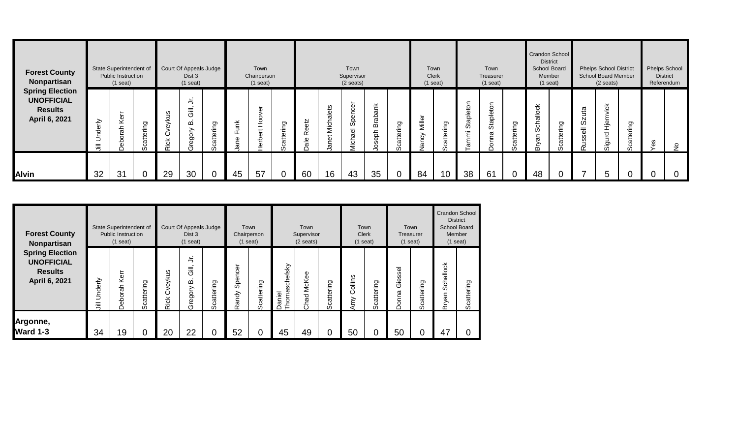| Forest County Nonpartisan Spring Election UNOFFICIAL Results April 6, 2021 | State Superintendent of Public Instruction (1 seat) | | | Court Of Appeals Judge Dist 3 (1 seat) | | | Town Chairperson (1 seat) | | | Town Supervisor (2 seats) | | | | | Town Clerk (1 seat) | | Town Treasurer (1 seat) | | | Crandon School District School Board Member (1 seat) | | Phelps School District School Board Member (2 seats) | | | Phelps School District Referendum | |
|---|---|---|---|---|---|---|---|---|---|---|---|---|---|---|---|---|---|---|---|---|---|---|---|---|---|---|
| | Jill Underly | Deborah Kerr | Scattering | Rick Cveykus | Gregory B. Gill, Jr. | Scattering | Jane Funk | Herbert Hoover | Scattering | Dale Reetz | Janet Michalets | Michael Spencer | Joseph Brabank | Scattering | Nancy Miller | Scattering | Tammi Stapleton | Donna Stapleton | Scattering | Bryan Schallock | Scattering | Russell Szuta | Sigurd Hjemvick | Scattering | Yes | No |
| **Alvin** | 32 | 31 | 0 | 29 | 30 | 0 | 45 | 57 | 0 | 60 | 16 | 43 | 35 | 0 | 84 | 10 | 38 | 61 | 0 | 48 | 0 | 7 | 5 | 0 | 0 | 0 |

| Forest County Nonpartisan Spring Election UNOFFICIAL Results April 6, 2021 | State Superintendent of Public Instruction (1 seat) | | | Court Of Appeals Judge Dist 3 (1 seat) | | | Town Chairperson (1 seat) | | Town Supervisor (2 seats) | | | Town Clerk (1 seat) | | Town Treasurer (1 seat) | | Crandon School District School Board Member (1 seat) | |
|---|---|---|---|---|---|---|---|---|---|---|---|---|---|---|---|---|---|
| | Jill Underly | Deborah Kerr | Scattering | Rick Cveykus | Gregory B. Gill, Jr. | Scattering | Randy Spencer | Scattering | Daniel Thomaschefsky | Chad McKee | Scattering | Amy Collins | Scattering | Donna Giessel | Scattering | Bryan Schallock | Scattering |
| **Argonne, Ward 1-3** | 34 | 19 | 0 | 20 | 22 | 0 | 52 | 0 | 45 | 49 | 0 | 50 | 0 | 50 | 0 | 47 | 0 |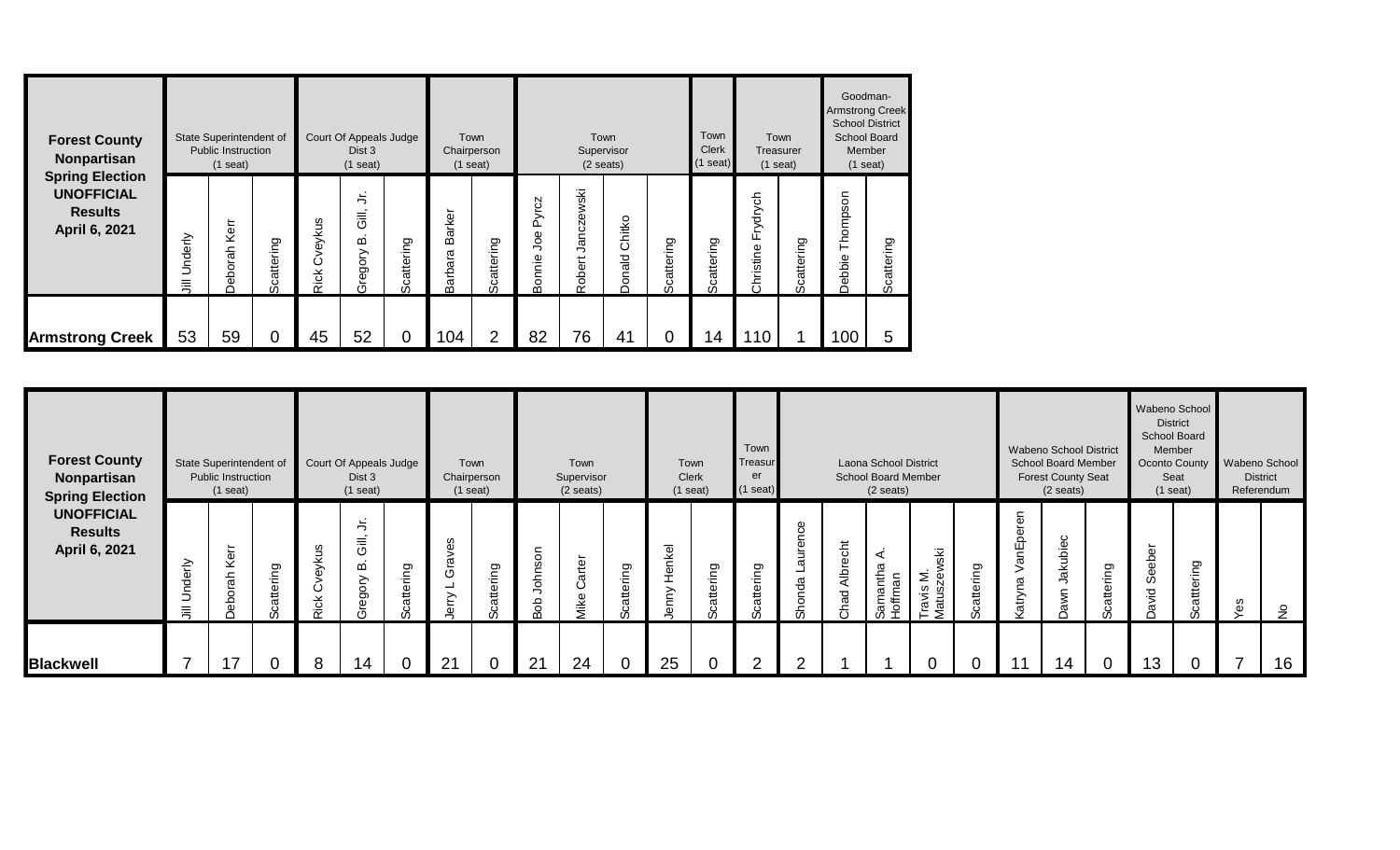| Forest County Nonpartisan Spring Election UNOFFICIAL Results April 6, 2021 | State Superintendent of Public Instruction (1 seat) | | | Court Of Appeals Judge Dist 3 (1 seat) | | | Town Chairperson (1 seat) | | Town Supervisor (2 seats) | | | | Town Clerk (1 seat) | Town Treasurer (1 seat) | | Goodman-Armstrong Creek School District School Board Member (1 seat) | |
|---|---|---|---|---|---|---|---|---|---|---|---|---|---|---|---|---|---|
| | Jill Underly | Deborah Kerr | Scattering | Rick Cveykus | Gregory B. Gill, Jr. | Scattering | Barbara Barker | Scattering | Bonnie Joe Pyrcz | Robert Janczewski | Donald Chitko | Scattering | Scattering | Christine Frydrych | Scattering | Debbie Thompson | Scattering |
| **Armstrong Creek** | 53 | 59 | 0 | 45 | 52 | 0 | 104 | 2 | 82 | 76 | 41 | 0 | 14 | 110 | 1 | 100 | 5 |

| Forest County Nonpartisan Spring Election UNOFFICIAL Results April 6, 2021 | State Superintendent of Public Instruction (1 seat) | | | Court Of Appeals Judge Dist 3 (1 seat) | | | Town Chairperson (1 seat) | | Town Supervisor (2 seats) | | | Town Clerk (1 seat) | | Town Treasurer (1 seat) | Laona School District School Board Member (2 seats) | | | | | Wabeno School District School Board Member Forest County Seat (2 seats) | | | Wabeno School District School Board Member Oconto County Seat (1 seat) | | Wabeno School District Referendum | |
|---|---|---|---|---|---|---|---|---|---|---|---|---|---|---|---|---|---|---|---|---|---|---|---|---|---|---|
| | Jill Underly | Deborah Kerr | Scattering | Rick Cveykus | Gregory B. Gill, Jr. | Scattering | Jerry L Graves | Scattering | Bob Johnson | Mike Carter | Scattering | Jenny Henkel | Scattering | Scattering | Shonda Laurence | Chad Albrecht | Samantha A. Hoffman | Travis M. Matuszewski | Scattering | Katryna VanEperen | Dawn Jakubiec | Scattering | David Seeber | Scatttering | Yes | No |
| **Blackwell** | 7 | 17 | 0 | 8 | 14 | 0 | 21 | 0 | 21 | 24 | 0 | 25 | 0 | 2 | 2 | 1 | 1 | 0 | 0 | 11 | 14 | 0 | 13 | 0 | 7 | 16 |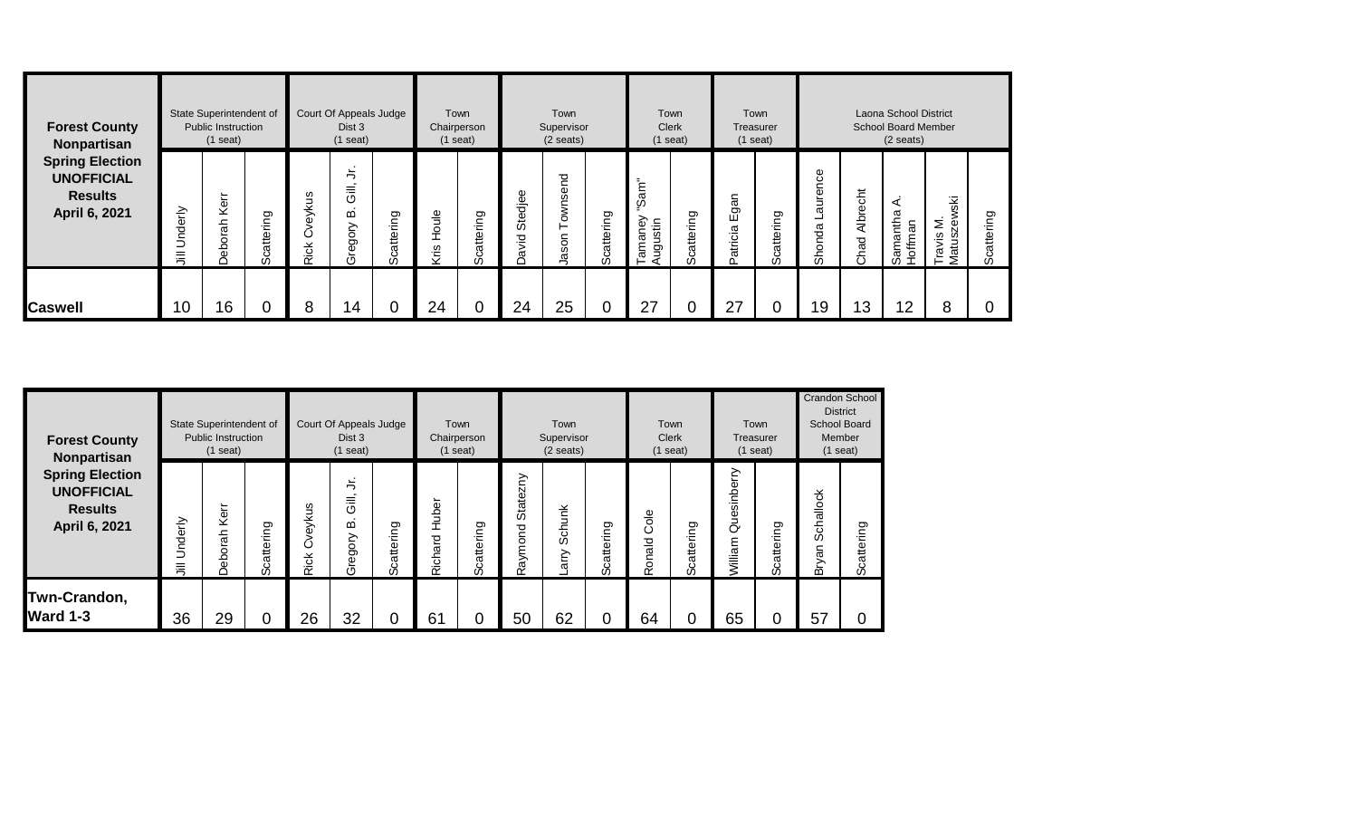| Forest County Nonpartisan Spring Election UNOFFICIAL Results April 6, 2021 | State Superintendent of Public Instruction (1 seat) | | | Court Of Appeals Judge Dist 3 (1 seat) | | | Town Chairperson (1 seat) | | Town Supervisor (2 seats) | | | Town Clerk (1 seat) | | Town Treasurer (1 seat) | | Laona School District School Board Member (2 seats) | | | | |
|---|---|---|---|---|---|---|---|---|---|---|---|---|---|---|---|---|---|---|---|---|
| | Jill Underly | Deborah Kerr | Scattering | Rick Cveykus | Gregory B. Gill, Jr. | Scattering | Kris Houle | Scattering | David Stedjee | Jason Townsend | Scattering | Tamaney "Sam" Augustin | Scattering | Patricia Egan | Scattering | Shonda Laurence | Chad Albrecht | Samantha A. Hoffman | Travis M. Matuszewski | Scattering |
| **Caswell** | 10 | 16 | 0 | 8 | 14 | 0 | 24 | 0 | 24 | 25 | 0 | 27 | 0 | 27 | 0 | 19 | 13 | 12 | 8 | 0 |

| Forest County Nonpartisan Spring Election UNOFFICIAL Results April 6, 2021 | State Superintendent of Public Instruction (1 seat) | | | Court Of Appeals Judge Dist 3 (1 seat) | | | Town Chairperson (1 seat) | | Town Supervisor (2 seats) | | | Town Clerk (1 seat) | | Town Treasurer (1 seat) | | Crandon School District School Board Member (1 seat) | |
|---|---|---|---|---|---|---|---|---|---|---|---|---|---|---|---|---|---|
| | Jill Underly | Deborah Kerr | Scattering | Rick Cveykus | Gregory B. Gill, Jr. | Scattering | Richard Huber | Scattering | Raymond Statezny | Larry Schunk | Scattering | Ronald Cole | Scattering | William Quesinberry | Scattering | Bryan Schallock | Scattering |
| **Twn-Crandon, Ward 1-3** | 36 | 29 | 0 | 26 | 32 | 0 | 61 | 0 | 50 | 62 | 0 | 64 | 0 | 65 | 0 | 57 | 0 |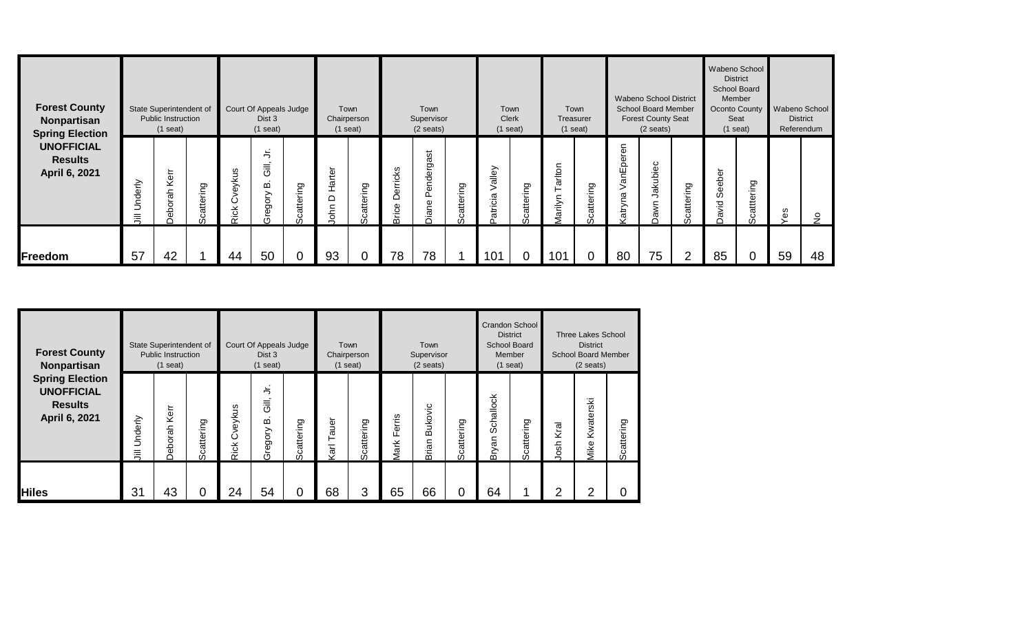| Forest County Nonpartisan Spring Election UNOFFICIAL Results April 6, 2021 | State Superintendent of Public Instruction (1 seat) | | | Court Of Appeals Judge Dist 3 (1 seat) | | | Town Chairperson (1 seat) | | Town Supervisor (2 seats) | | | Town Clerk (1 seat) | | Town Treasurer (1 seat) | | Wabeno School District School Board Member Forest County Seat (2 seats) | | | Wabeno School District School Board Member Oconto County Seat (1 seat) | | Wabeno School District Referendum | |
|---|---|---|---|---|---|---|---|---|---|---|---|---|---|---|---|---|---|---|---|---|---|---|
| | Jill Underly | Deborah Kerr | Scattering | Rick Cveykus | Gregory B. Gill, Jr. | Scattering | John D Harter | Scattering | Brice Derricks | Diane Pendergast | Scattering | Patricia Valley | Scattering | Marilyn Tarlton | Scattering | Katryna VanEperen | Dawn Jakubiec | Scattering | David Seeber | Scattering | Yes | No |
| **Freedom** | 57 | 42 | 1 | 44 | 50 | 0 | 93 | 0 | 78 | 78 | 1 | 101 | 0 | 101 | 0 | 80 | 75 | 2 | 85 | 0 | 59 | 48 |

| Forest County Nonpartisan Spring Election UNOFFICIAL Results April 6, 2021 | State Superintendent of Public Instruction (1 seat) | | | Court Of Appeals Judge Dist 3 (1 seat) | | | Town Chairperson (1 seat) | | Town Supervisor (2 seats) | | | Crandon School District School Board Member (1 seat) | | Three Lakes School District School Board Member (2 seats) | | |
|---|---|---|---|---|---|---|---|---|---|---|---|---|---|---|---|---|
| | Jill Underly | Deborah Kerr | Scattering | Rick Cveykus | Gregory B. Gill, Jr. | Scattering | Karl Tauer | Scattering | Mark Ferris | Brian Bukovic | Scattering | Bryan Schallock | Scattering | Josh Kral | Mike Kwaterski | Scattering |
| **Hiles** | 31 | 43 | 0 | 24 | 54 | 0 | 68 | 3 | 65 | 66 | 0 | 64 | 1 | 2 | 2 | 0 |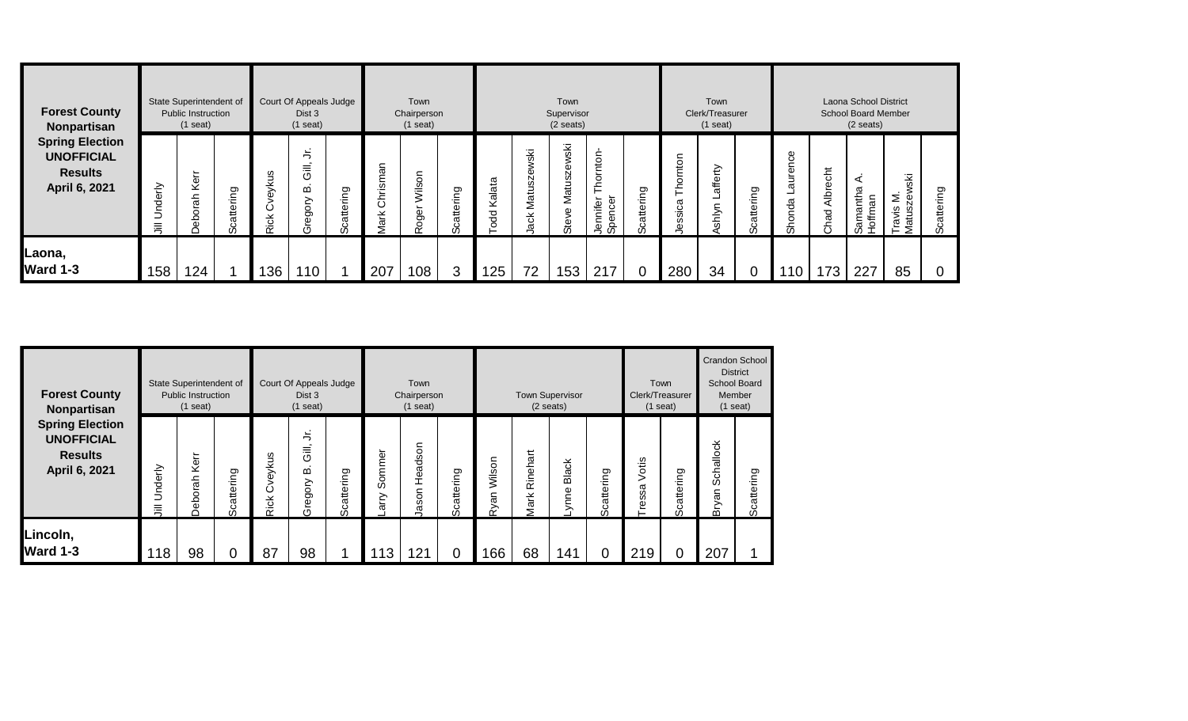| Forest County Nonpartisan Spring Election UNOFFICIAL Results April 6, 2021 | State Superintendent of Public Instruction (1 seat) | | | Court Of Appeals Judge Dist 3 (1 seat) | | | Town Chairperson (1 seat) | | | Town Supervisor (2 seats) | | | | | Town Clerk/Treasurer (1 seat) | | | Laona School District School Board Member (2 seats) | | | | |
|---|---|---|---|---|---|---|---|---|---|---|---|---|---|---|---|---|---|---|---|---|---|---|
| | Jill Underly | Deborah Kerr | Scattering | Rick Cveykus | Gregory B. Gill, Jr. | Scattering | Mark Chrisman | Roger Wilson | Scattering | Todd Kalata | Jack Matuszewski | Steve Matuszewski | Jennifer Thornton-Spencer | Scattering | Jessica Thornton | Ashlyn Lafferty | Scattering | Shonda Laurence | Chad Albrecht | Samantha A. Hoffman | Travis M. Matuszewski | Scattering |
| **Laona, Ward 1-3** | 158 | 124 | 1 | 136 | 110 | 1 | 207 | 108 | 3 | 125 | 72 | 153 | 217 | 0 | 280 | 34 | 0 | 110 | 173 | 227 | 85 | 0 |

| Forest County Nonpartisan Spring Election UNOFFICIAL Results April 6, 2021 | State Superintendent of Public Instruction (1 seat) | | | Court Of Appeals Judge Dist 3 (1 seat) | | | Town Chairperson (1 seat) | | | Town Supervisor (2 seats) | | | | Town Clerk/Treasurer (1 seat) | | Crandon School District School Board Member (1 seat) | |
|---|---|---|---|---|---|---|---|---|---|---|---|---|---|---|---|---|---|
| | Jill Underly | Deborah Kerr | Scattering | Rick Cveykus | Gregory B. Gill, Jr. | Scattering | Larry Sommer | Jason Headson | Scattering | Ryan Wilson | Mark Rinehart | Lynne Black | Scattering | Tressa Votis | Scattering | Bryan Schallock | Scattering |
| **Lincoln, Ward 1-3** | 118 | 98 | 0 | 87 | 98 | 1 | 113 | 121 | 0 | 166 | 68 | 141 | 0 | 219 | 0 | 207 | 1 |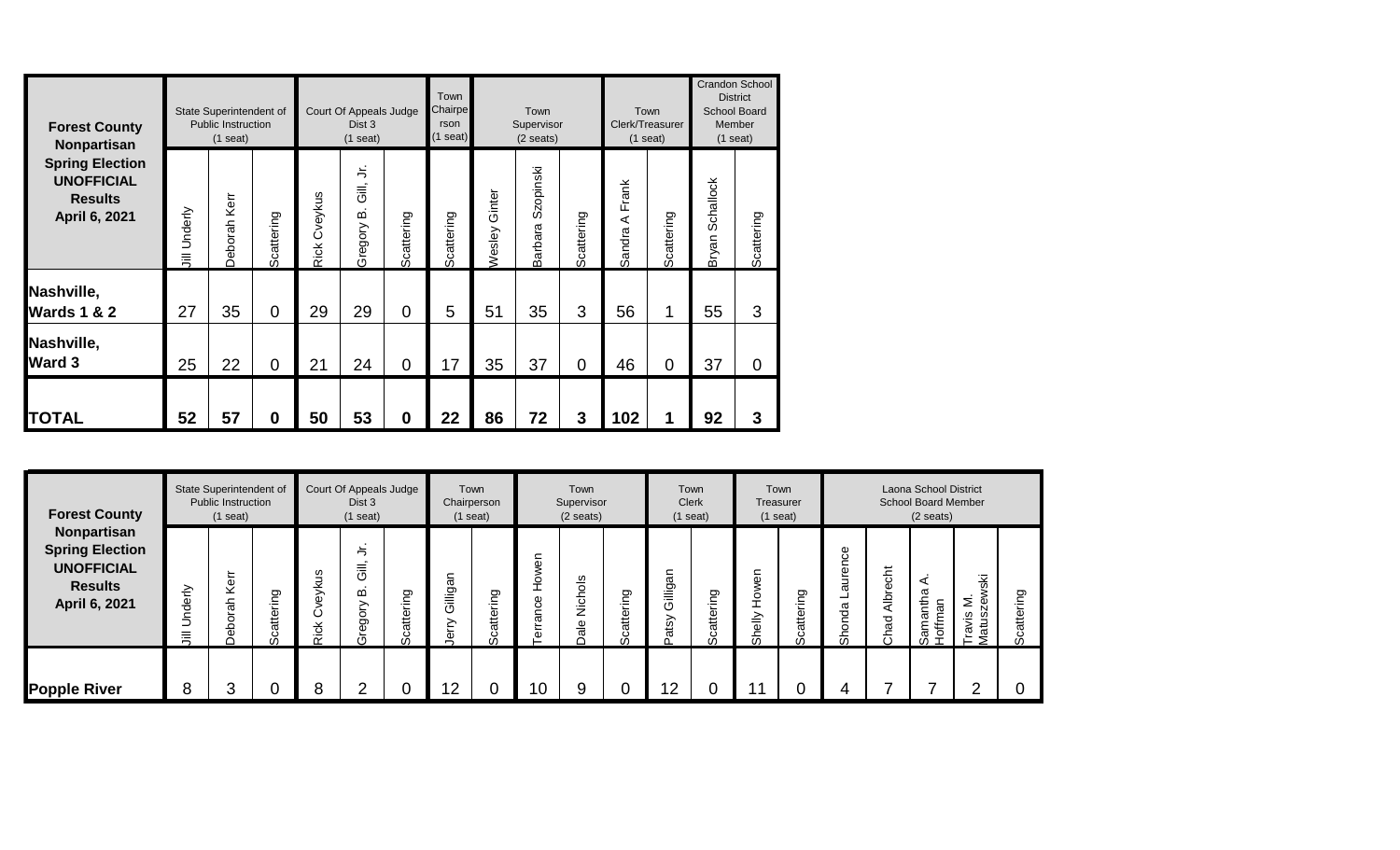| Forest County Nonpartisan Spring Election UNOFFICIAL Results April 6, 2021 | State Superintendent of Public Instruction (1 seat) | | | Court Of Appeals Judge Dist 3 (1 seat) | | | Town Chairperson (1 seat) | Town Supervisor (2 seats) | | | Town Clerk/Treasurer (1 seat) | | Crandon School District School Board Member (1 seat) | |
|---|---|---|---|---|---|---|---|---|---|---|---|---|---|---|
| | Jill Underly | Deborah Kerr | Scattering | Rick Cveykus | Gregory B. Gill, Jr. | Scattering | Scattering | Wesley Ginter | Barbara Szopinski | Scattering | Sandra A Frank | Scattering | Bryan Schallock | Scattering |
| **Nashville, Wards 1 & 2** | 27 | 35 | 0 | 29 | 29 | 0 | 5 | 51 | 35 | 3 | 56 | 1 | 55 | 3 |
| **Nashville, Ward 3** | 25 | 22 | 0 | 21 | 24 | 0 | 17 | 35 | 37 | 0 | 46 | 0 | 37 | 0 |
| **TOTAL** | **52** | **57** | **0** | **50** | **53** | **0** | **22** | **86** | **72** | **3** | **102** | **1** | **92** | **3** |

| Forest County Nonpartisan Spring Election UNOFFICIAL Results April 6, 2021 | State Superintendent of Public Instruction (1 seat) | | | Court Of Appeals Judge Dist 3 (1 seat) | | | Town Chairperson (1 seat) | | Town Supervisor (2 seats) | | | Town Clerk (1 seat) | | Town Treasurer (1 seat) | | Laona School District School Board Member (2 seats) | | | | |
|---|---|---|---|---|---|---|---|---|---|---|---|---|---|---|---|---|---|---|---|---|
| | Jill Underly | Deborah Kerr | Scattering | Rick Cveykus | Gregory B. Gill, Jr. | Scattering | Jerry Gilligan | Scattering | Terrance Howen | Dale Nichols | Scattering | Patsy Gilligan | Scattering | Shelly Howen | Scattering | Shonda Laurence | Chad Albrecht | Samantha A. Hoffman | Travis M. Matuszewski | Scattering |
| **Popple River** | 8 | 3 | 0 | 8 | 2 | 0 | 12 | 0 | 10 | 9 | 0 | 12 | 0 | 11 | 0 | 4 | 7 | 7 | 2 | 0 |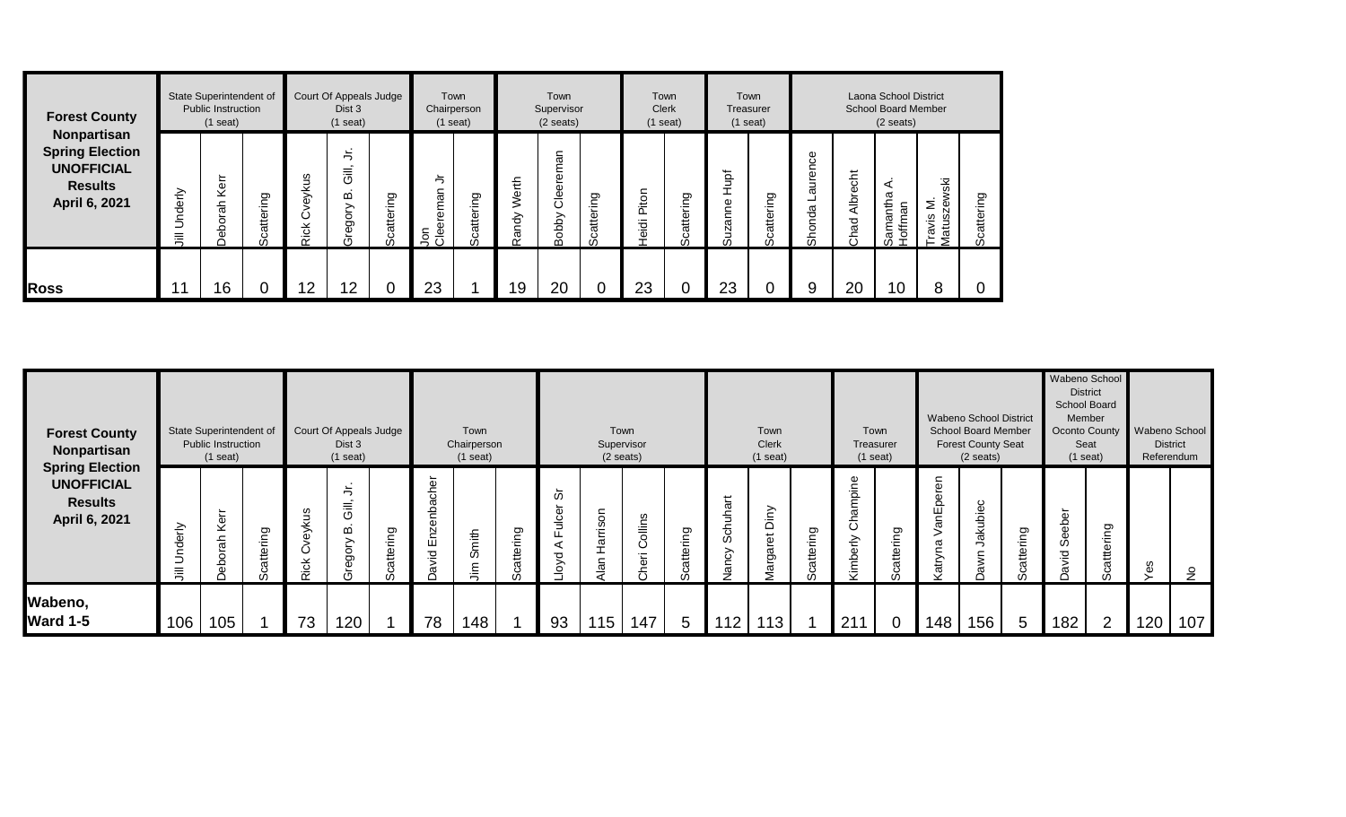| Forest County Nonpartisan Spring Election UNOFFICIAL Results April 6, 2021 | State Superintendent of Public Instruction (1 seat) | | | Court Of Appeals Judge Dist 3 (1 seat) | | | Town Chairperson (1 seat) | | Town Supervisor (2 seats) | | | Town Clerk (1 seat) | | Town Treasurer (1 seat) | | Laona School District School Board Member (2 seats) | | | | |
|---|---|---|---|---|---|---|---|---|---|---|---|---|---|---|---|---|---|---|---|---|
| | Jill Underly | Deborah Kerr | Scattering | Rick Cveykus | Gregory B. Gill, Jr. | Scattering | Jon Cleereman Jr | Scattering | Randy Werth | Bobby Cleereman | Scattering | Heidi Piton | Scattering | Suzanne Hupf | Scattering | Shonda Laurence | Chad Albrecht | Samantha A. Hoffman | Travis M. Matuszewski | Scattering |
| **Ross** | 11 | 16 | 0 | 12 | 12 | 0 | 23 | 1 | 19 | 20 | 0 | 23 | 0 | 23 | 0 | 9 | 20 | 10 | 8 | 0 |

| Forest County Nonpartisan Spring Election UNOFFICIAL Results April 6, 2021 | State Superintendent of Public Instruction (1 seat) | | | Court Of Appeals Judge Dist 3 (1 seat) | | | Town Chairperson (1 seat) | | | Town Supervisor (2 seats) | | | | Town Clerk (1 seat) | | | Town Treasurer (1 seat) | | Wabeno School District School Board Member Forest County Seat (2 seats) | | | Wabeno School District School Board Member Oconto County Seat (1 seat) | | Wabeno School District Referendum | |
|---|---|---|---|---|---|---|---|---|---|---|---|---|---|---|---|---|---|---|---|---|---|---|---|---|---|
| | Jill Underly | Deborah Kerr | Scattering | Rick Cveykus | Gregory B. Gill, Jr. | Scattering | David Enzenbacher | Jim Smith | Scattering | Lloyd A Fulcer Sr | Alan Harrison | Cheri Collins | Scattering | Nancy Schuhart | Margaret Diny | Scattering | Kimberly Champine | Scattering | Katryna VanEperen | Dawn Jakubiec | Scattering | David Seeber | Scatttering | Yes | No |
| **Wabeno, Ward 1-5** | 106 | 105 | 1 | 73 | 120 | 1 | 78 | 148 | 1 | 93 | 115 | 147 | 5 | 112 | 113 | 1 | 211 | 0 | 148 | 156 | 5 | 182 | 2 | 120 | 107 |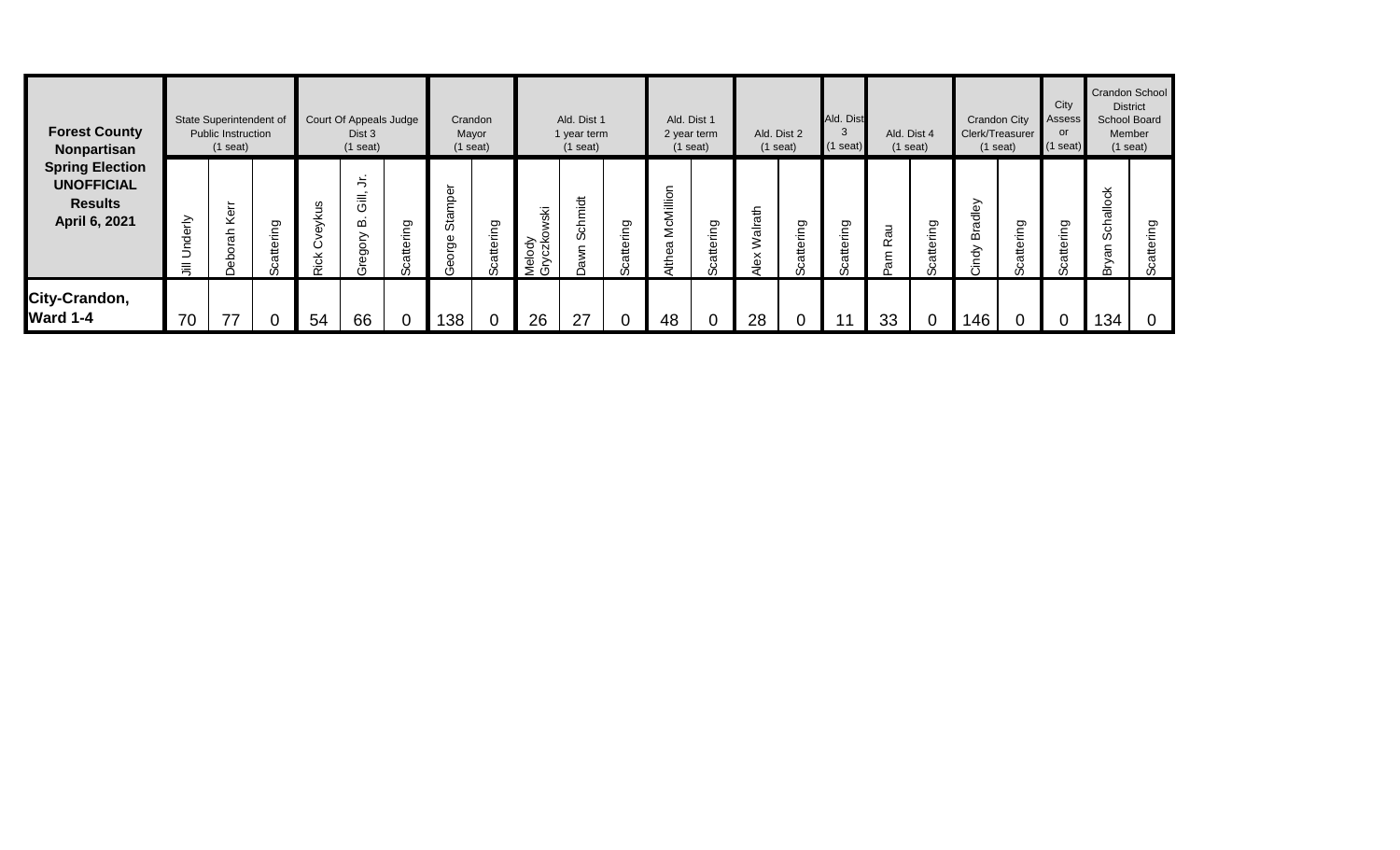| Forest County Nonpartisan Spring Election UNOFFICIAL Results April 6, 2021 | State Superintendent of Public Instruction (1 seat) | | | Court Of Appeals Judge Dist 3 (1 seat) | | | Crandon Mayor (1 seat) | | Ald. Dist 1 1 year term (1 seat) | | | Ald. Dist 1 2 year term (1 seat) | | Ald. Dist 2 (1 seat) | | Ald. Dist 3 (1 seat) | Ald. Dist 4 (1 seat) | | Crandon City Clerk/Treasurer (1 seat) | | City Assessor (1 seat) | Crandon School District School Board Member (1 seat) | |
|---|---|---|---|---|---|---|---|---|---|---|---|---|---|---|---|---|---|---|---|---|---|---|---|
| | Jill Underly | Deborah Kerr | Scattering | Rick Cveykus | Gregory B. Gill, Jr. | Scattering | George Stamper | Scattering | Melody Gryczkowski | Dawn Schmidt | Scattering | Althea McMillion | Scattering | Alex Walrath | Scattering | Scattering | Pam Rau | Scattering | Cindy Bradley | Scattering | Scattering | Bryan Schallock | Scattering |
| City-Crandon, Ward 1-4 | 70 | 77 | 0 | 54 | 66 | 0 | 138 | 0 | 26 | 27 | 0 | 48 | 0 | 28 | 0 | 11 | 33 | 0 | 146 | 0 | 0 | 134 | 0 |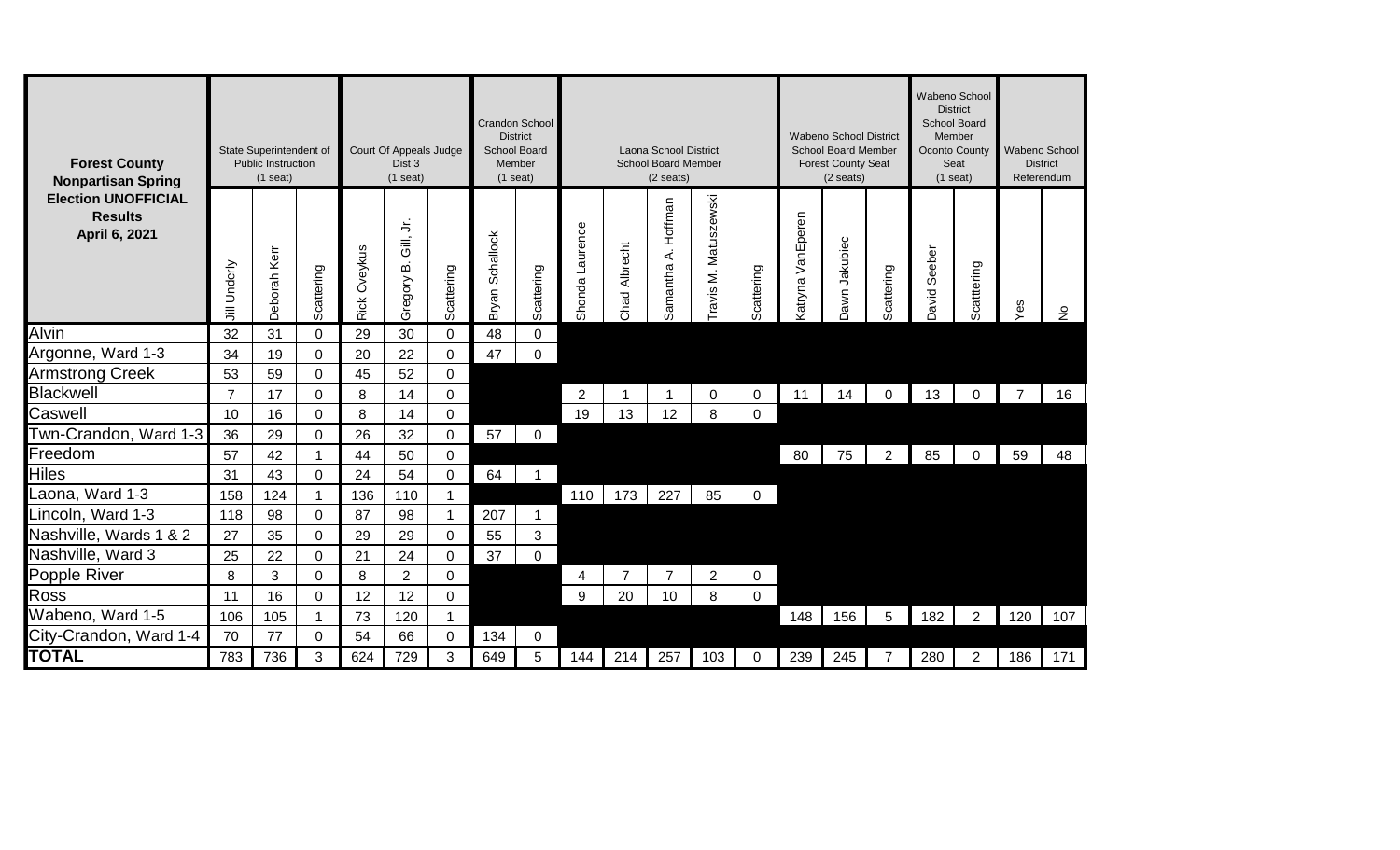| Forest County Nonpartisan Spring Election UNOFFICIAL Results April 6, 2021 | State Superintendent of Public Instruction (1 seat) | | | Court Of Appeals Judge Dist 3 (1 seat) | | | Crandon School District School Board Member (1 seat) | | Laona School District School Board Member (2 seats) | | | | | Wabeno School District School Board Member Forest County Seat (2 seats) | | | Wabeno School District School Board Member Oconto County Seat (1 seat) | | Wabeno School District Referendum | |
|---|---|---|---|---|---|---|---|---|---|---|---|---|---|---|---|---|---|---|---|---|
| | Jill Underly | Deborah Kerr | Scattering | Rick Cveykus | Gregory B. Gill, Jr. | Scattering | Bryan Schallock | Scattering | Shonda Laurence | Chad Albrecht | Samantha A. Hoffman | Travis M. Matuszewski | Scattering | Katryna VanEperen | Dawn Jakubiec | Scattering | David Seeber | Scattering | Yes | No |
| Alvin | 32 | 31 | 0 | 29 | 30 | 0 | 48 | 0 | | | | | | | | | | | | |
| Argonne, Ward 1-3 | 34 | 19 | 0 | 20 | 22 | 0 | 47 | 0 | | | | | | | | | | | | |
| Armstrong Creek | 53 | 59 | 0 | 45 | 52 | 0 | | | | | | | | | | | | | | |
| Blackwell | 7 | 17 | 0 | 8 | 14 | 0 | | | 2 | 1 | 1 | 0 | 0 | 11 | 14 | 0 | 13 | 0 | 7 | 16 |
| Caswell | 10 | 16 | 0 | 8 | 14 | 0 | | | 19 | 13 | 12 | 8 | 0 | | | | | | | |
| Twn-Crandon, Ward 1-3 | 36 | 29 | 0 | 26 | 32 | 0 | 57 | 0 | | | | | | | | | | | | |
| Freedom | 57 | 42 | 1 | 44 | 50 | 0 | | | | | | | | 80 | 75 | 2 | 85 | 0 | 59 | 48 |
| Hiles | 31 | 43 | 0 | 24 | 54 | 0 | 64 | 1 | | | | | | | | | | | | |
| Laona, Ward 1-3 | 158 | 124 | 1 | 136 | 110 | 1 | | | 110 | 173 | 227 | 85 | 0 | | | | | | | |
| Lincoln, Ward 1-3 | 118 | 98 | 0 | 87 | 98 | 1 | 207 | 1 | | | | | | | | | | | | |
| Nashville, Wards 1 & 2 | 27 | 35 | 0 | 29 | 29 | 0 | 55 | 3 | | | | | | | | | | | | |
| Nashville, Ward 3 | 25 | 22 | 0 | 21 | 24 | 0 | 37 | 0 | | | | | | | | | | | | |
| Popple River | 8 | 3 | 0 | 8 | 2 | 0 | | | 4 | 7 | 7 | 2 | 0 | | | | | | | |
| Ross | 11 | 16 | 0 | 12 | 12 | 0 | | | 9 | 20 | 10 | 8 | 0 | | | | | | | |
| Wabeno, Ward 1-5 | 106 | 105 | 1 | 73 | 120 | 1 | | | | | | | | 148 | 156 | 5 | 182 | 2 | 120 | 107 |
| City-Crandon, Ward 1-4 | 70 | 77 | 0 | 54 | 66 | 0 | 134 | 0 | | | | | | | | | | | | |
| **TOTAL** | 783 | 736 | 3 | 624 | 729 | 3 | 649 | 5 | 144 | 214 | 257 | 103 | 0 | 239 | 245 | 7 | 280 | 2 | 186 | 171 |